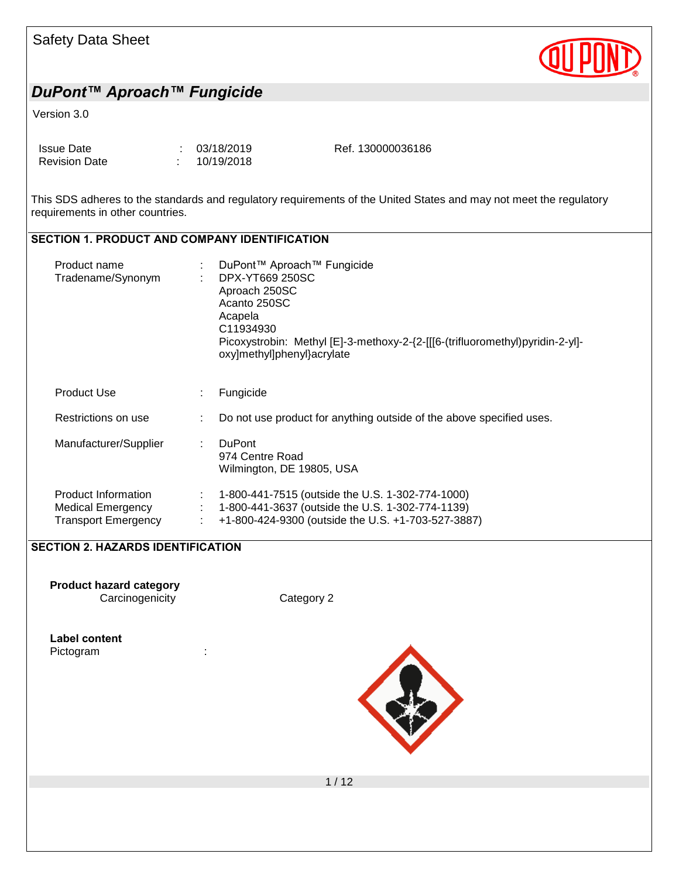Safety Data Sheet

# *DuPont™ Aproach™ Fungicide*

Version 3.0

| | | | |
|---|---|---|---|
| Issue Date | : | 03/18/2019 | Ref. 130000036186 |
| Revision Date | : | 10/19/2018 | |

This SDS adheres to the standards and regulatory requirements of the United States and may not meet the regulatory requirements in other countries.

## SECTION 1. PRODUCT AND COMPANY IDENTIFICATION

Product name : DuPont™ Aproach™ Fungicide

Tradename/Synonym : DPX-YT669 250SC
Aproach 250SC
Acanto 250SC
Acapela
C11934930
Picoxystrobin: Methyl [E]-3-methoxy-2-{2-[[[6-(trifluoromethyl)pyridin-2-yl]-oxy]methyl]phenyl}acrylate

Product Use : Fungicide

Restrictions on use : Do not use product for anything outside of the above specified uses.

Manufacturer/Supplier : DuPont
974 Centre Road
Wilmington, DE 19805, USA

Product Information : 1-800-441-7515 (outside the U.S. 1-302-774-1000)
Medical Emergency : 1-800-441-3637 (outside the U.S. 1-302-774-1139)
Transport Emergency : +1-800-424-9300 (outside the U.S. +1-703-527-3887)

## SECTION 2. HAZARDS IDENTIFICATION

**Product hazard category**

| | |
|---|---|
| Carcinogenicity | Category 2 |

**Label content**

Pictogram :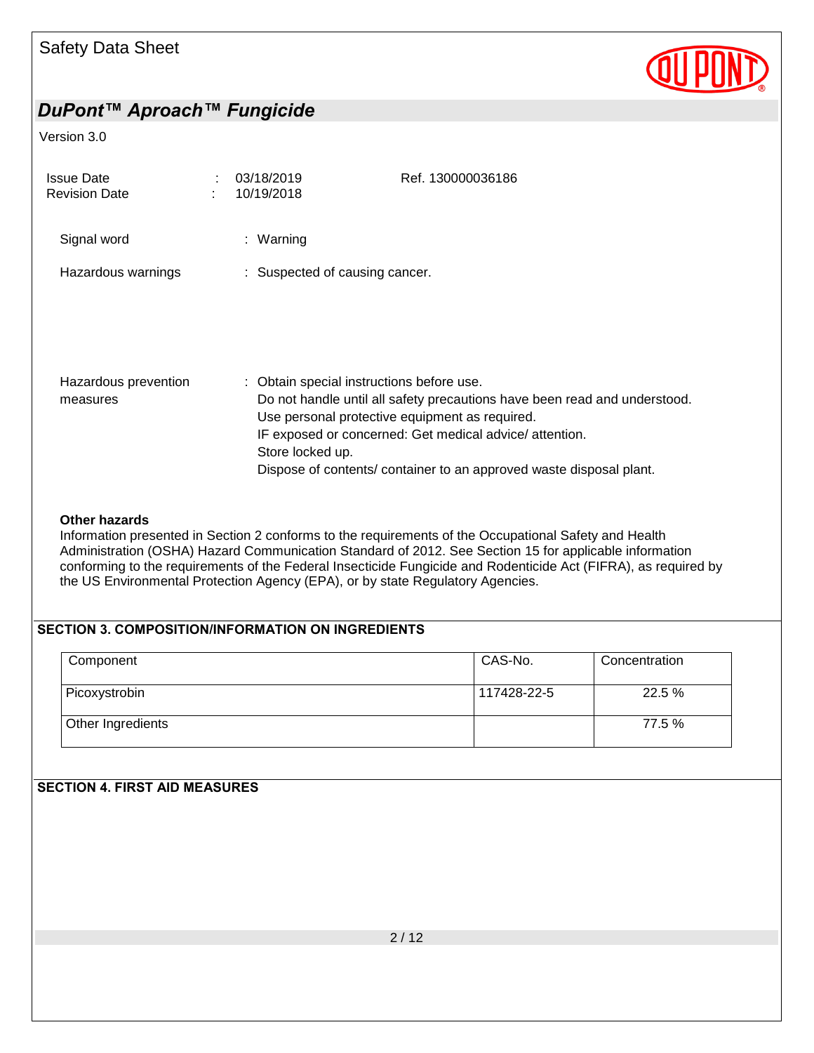Signal word : Warning

Hazardous warnings : Suspected of causing cancer.

Hazardous prevention measures : Obtain special instructions before use.
Do not handle until all safety precautions have been read and understood.
Use personal protective equipment as required.
IF exposed or concerned: Get medical advice/ attention.
Store locked up.
Dispose of contents/ container to an approved waste disposal plant.

**Other hazards**

Information presented in Section 2 conforms to the requirements of the Occupational Safety and Health Administration (OSHA) Hazard Communication Standard of 2012. See Section 15 for applicable information conforming to the requirements of the Federal Insecticide Fungicide and Rodenticide Act (FIFRA), as required by the US Environmental Protection Agency (EPA), or by state Regulatory Agencies.

## SECTION 3. COMPOSITION/INFORMATION ON INGREDIENTS

| Component | CAS-No. | Concentration |
|---|---|---|
| Picoxystrobin | 117428-22-5 | 22.5 % |
| Other Ingredients | | 77.5 % |

## SECTION 4. FIRST AID MEASURES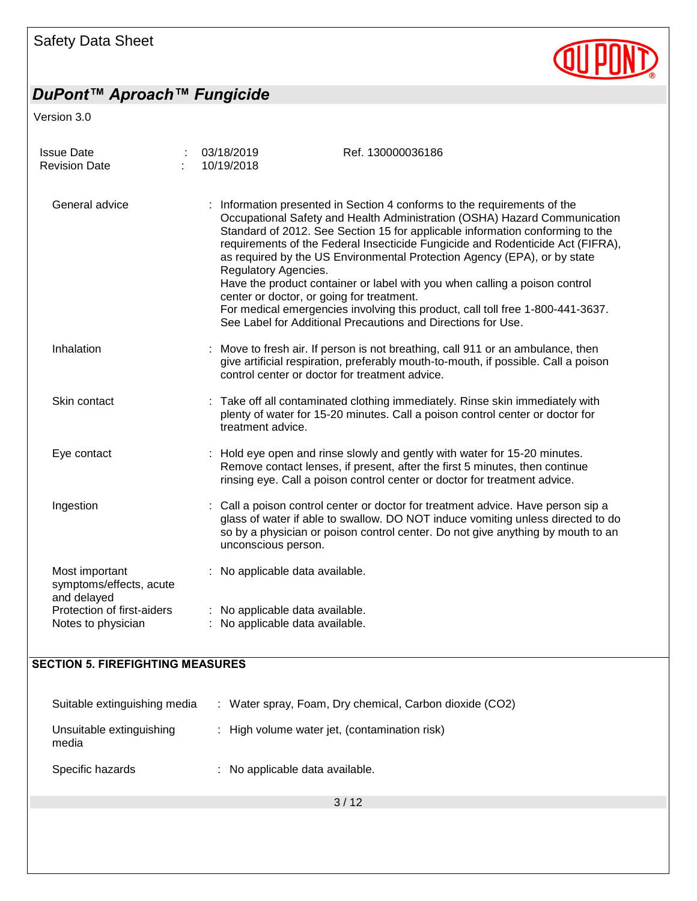| | | | |
|---|---|---|---|
| Issue Date | : | 03/18/2019 | Ref. 130000036186 |
| Revision Date | : | 10/19/2018 | |

| | |
|---|---|
| General advice | : Information presented in Section 4 conforms to the requirements of the Occupational Safety and Health Administration (OSHA) Hazard Communication Standard of 2012. See Section 15 for applicable information conforming to the requirements of the Federal Insecticide Fungicide and Rodenticide Act (FIFRA), as required by the US Environmental Protection Agency (EPA), or by state Regulatory Agencies.<br>Have the product container or label with you when calling a poison control center or doctor, or going for treatment.<br>For medical emergencies involving this product, call toll free 1-800-441-3637.<br>See Label for Additional Precautions and Directions for Use. |
| Inhalation | : Move to fresh air. If person is not breathing, call 911 or an ambulance, then give artificial respiration, preferably mouth-to-mouth, if possible. Call a poison control center or doctor for treatment advice. |
| Skin contact | : Take off all contaminated clothing immediately. Rinse skin immediately with plenty of water for 15-20 minutes. Call a poison control center or doctor for treatment advice. |
| Eye contact | : Hold eye open and rinse slowly and gently with water for 15-20 minutes. Remove contact lenses, if present, after the first 5 minutes, then continue rinsing eye. Call a poison control center or doctor for treatment advice. |
| Ingestion | : Call a poison control center or doctor for treatment advice. Have person sip a glass of water if able to swallow. DO NOT induce vomiting unless directed to do so by a physician or poison control center. Do not give anything by mouth to an unconscious person. |
| Most important symptoms/effects, acute and delayed | : No applicable data available. |
| Protection of first-aiders | : No applicable data available. |
| Notes to physician | : No applicable data available. |

## SECTION 5. FIREFIGHTING MEASURES

| | |
|---|---|
| Suitable extinguishing media | : Water spray, Foam, Dry chemical, Carbon dioxide ($CO_2$) |
| Unsuitable extinguishing media | : High volume water jet, (contamination risk) |
| Specific hazards | : No applicable data available. |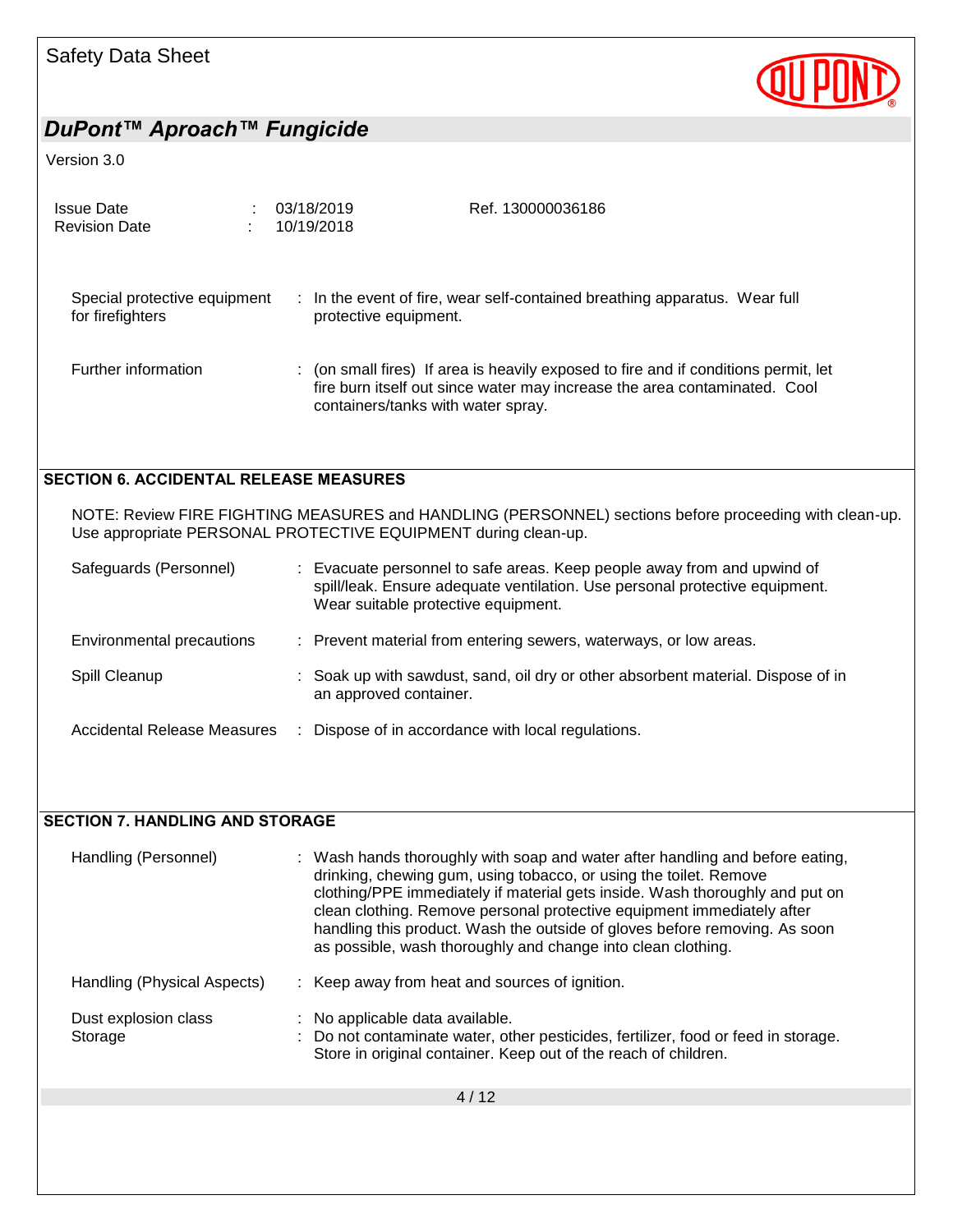| | | |
|---|---|---|
| Special protective equipment for firefighters | : | In the event of fire, wear self-contained breathing apparatus. Wear full protective equipment. |
| Further information | : | (on small fires) If area is heavily exposed to fire and if conditions permit, let fire burn itself out since water may increase the area contaminated. Cool containers/tanks with water spray. |

## SECTION 6. ACCIDENTAL RELEASE MEASURES

NOTE: Review FIRE FIGHTING MEASURES and HANDLING (PERSONNEL) sections before proceeding with clean-up. Use appropriate PERSONAL PROTECTIVE EQUIPMENT during clean-up.

| | | |
|---|---|---|
| Safeguards (Personnel) | : | Evacuate personnel to safe areas. Keep people away from and upwind of spill/leak. Ensure adequate ventilation. Use personal protective equipment. Wear suitable protective equipment. |
| Environmental precautions | : | Prevent material from entering sewers, waterways, or low areas. |
| Spill Cleanup | : | Soak up with sawdust, sand, oil dry or other absorbent material. Dispose of in an approved container. |
| Accidental Release Measures | : | Dispose of in accordance with local regulations. |

## SECTION 7. HANDLING AND STORAGE

| | | |
|---|---|---|
| Handling (Personnel) | : | Wash hands thoroughly with soap and water after handling and before eating, drinking, chewing gum, using tobacco, or using the toilet. Remove clothing/PPE immediately if material gets inside. Wash thoroughly and put on clean clothing. Remove personal protective equipment immediately after handling this product. Wash the outside of gloves before removing. As soon as possible, wash thoroughly and change into clean clothing. |
| Handling (Physical Aspects) | : | Keep away from heat and sources of ignition. |
| Dust explosion class | : | No applicable data available. |
| Storage | : | Do not contaminate water, other pesticides, fertilizer, food or feed in storage. Store in original container. Keep out of the reach of children. |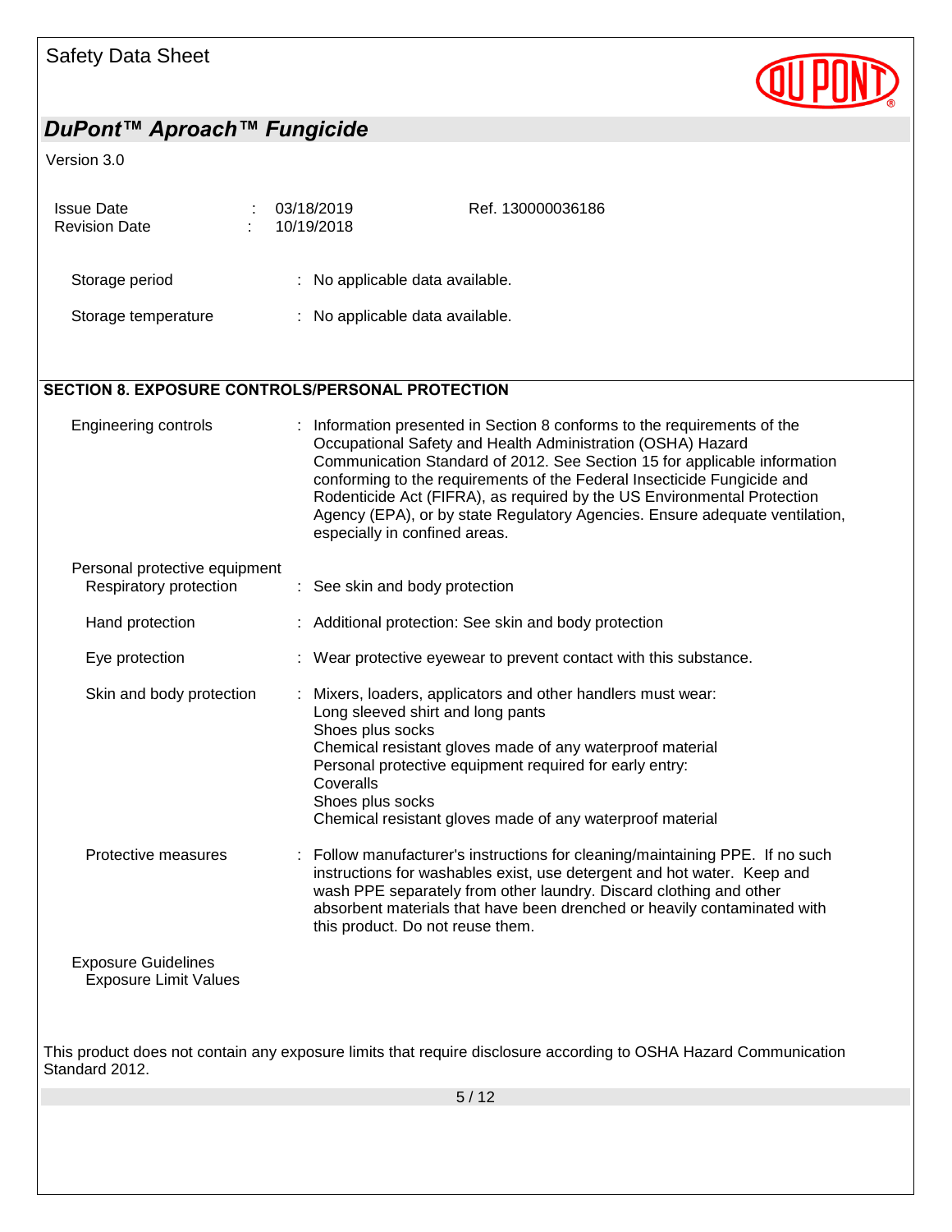Storage period : No applicable data available.

Storage temperature : No applicable data available.

## SECTION 8. EXPOSURE CONTROLS/PERSONAL PROTECTION

Engineering controls : Information presented in Section 8 conforms to the requirements of the Occupational Safety and Health Administration (OSHA) Hazard Communication Standard of 2012. See Section 15 for applicable information conforming to the requirements of the Federal Insecticide Fungicide and Rodenticide Act (FIFRA), as required by the US Environmental Protection Agency (EPA), or by state Regulatory Agencies. Ensure adequate ventilation, especially in confined areas.

Personal protective equipment

Respiratory protection : See skin and body protection

Hand protection : Additional protection: See skin and body protection

Eye protection : Wear protective eyewear to prevent contact with this substance.

Skin and body protection : Mixers, loaders, applicators and other handlers must wear:
Long sleeved shirt and long pants
Shoes plus socks
Chemical resistant gloves made of any waterproof material
Personal protective equipment required for early entry:
Coveralls
Shoes plus socks
Chemical resistant gloves made of any waterproof material

Protective measures : Follow manufacturer's instructions for cleaning/maintaining PPE. If no such instructions for washables exist, use detergent and hot water. Keep and wash PPE separately from other laundry. Discard clothing and other absorbent materials that have been drenched or heavily contaminated with this product. Do not reuse them.

Exposure Guidelines

Exposure Limit Values

This product does not contain any exposure limits that require disclosure according to OSHA Hazard Communication Standard 2012.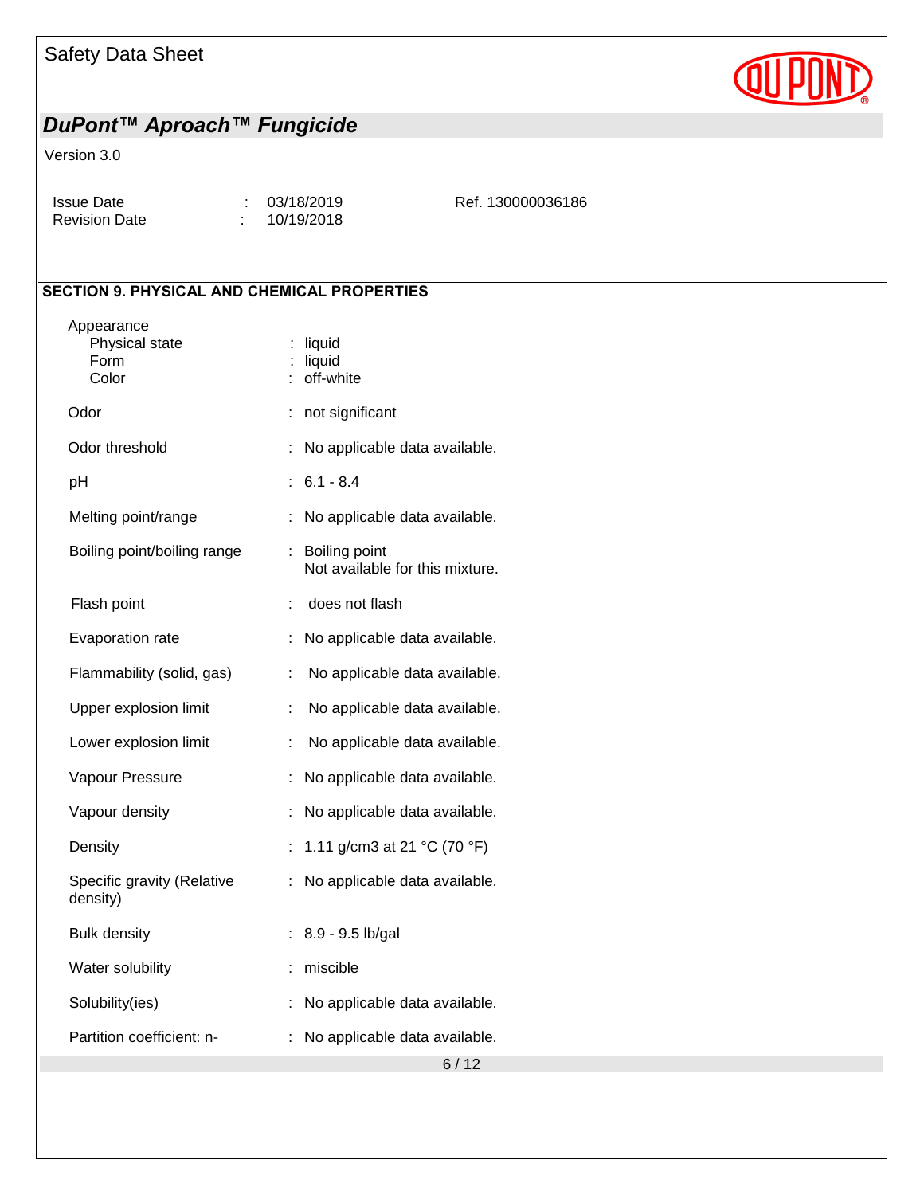## SECTION 9. PHYSICAL AND CHEMICAL PROPERTIES

| Property | | Value |
|---|---|---|
| Appearance | | |
| Physical state | : | liquid |
| Form | : | liquid |
| Color | : | off-white |
| Odor | : | not significant |
| Odor threshold | : | No applicable data available. |
| pH | : | 6.1 - 8.4 |
| Melting point/range | : | No applicable data available. |
| Boiling point/boiling range | : | Boiling point<br>Not available for this mixture. |
| Flash point | : | does not flash |
| Evaporation rate | : | No applicable data available. |
| Flammability (solid, gas) | : | No applicable data available. |
| Upper explosion limit | : | No applicable data available. |
| Lower explosion limit | : | No applicable data available. |
| Vapour Pressure | : | No applicable data available. |
| Vapour density | : | No applicable data available. |
| Density | : | 1.11 g/cm3 at 21 °C (70 °F) |
| Specific gravity (Relative density) | : | No applicable data available. |
| Bulk density | : | 8.9 - 9.5 lb/gal |
| Water solubility | : | miscible |
| Solubility(ies) | : | No applicable data available. |
| Partition coefficient: n- | : | No applicable data available. |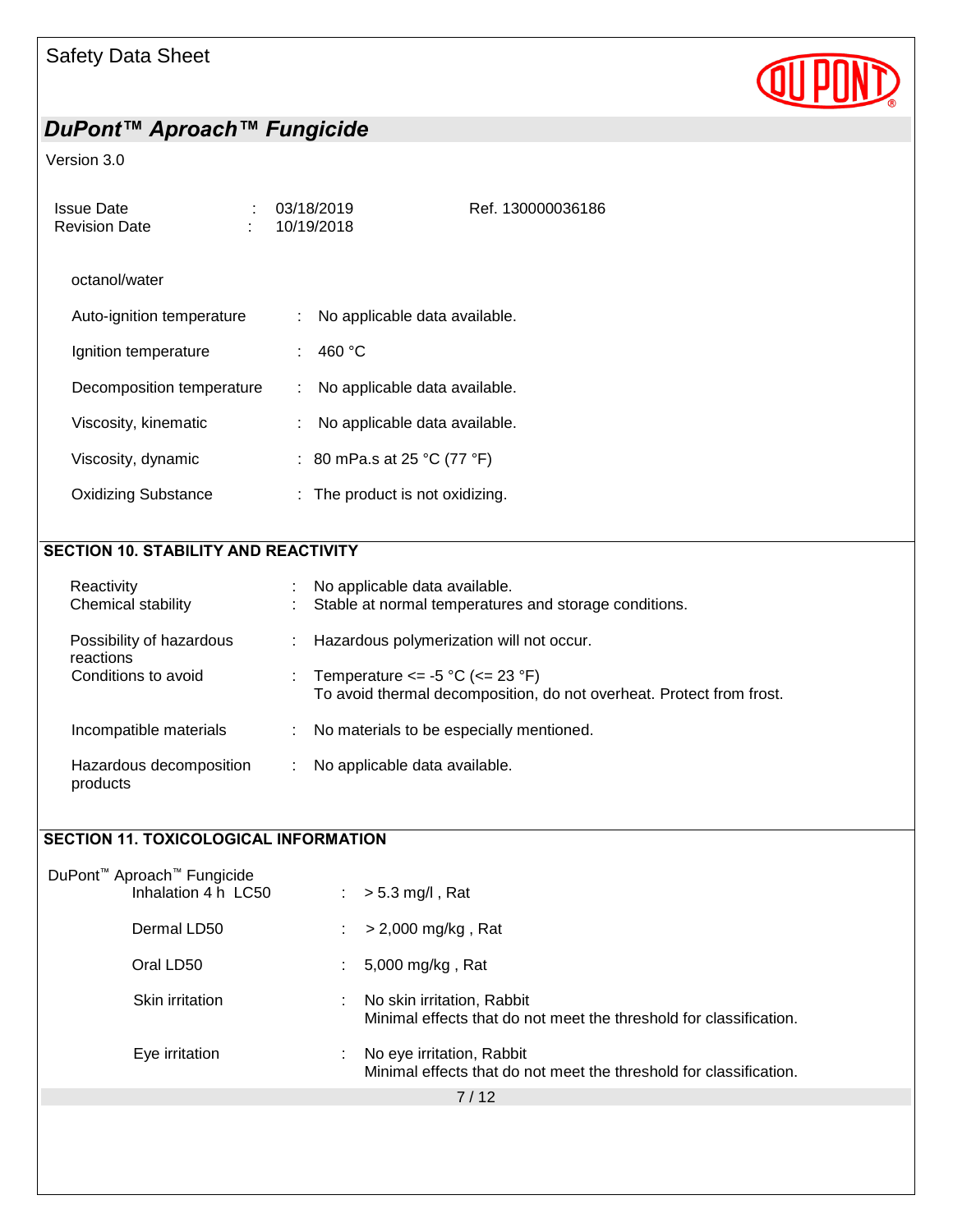octanol/water

| | | |
|---|---|---|
| Auto-ignition temperature | : | No applicable data available. |
| Ignition temperature | : | 460 °C |
| Decomposition temperature | : | No applicable data available. |
| Viscosity, kinematic | : | No applicable data available. |
| Viscosity, dynamic | : | 80 mPa.s at 25 °C (77 °F) |
| Oxidizing Substance | : | The product is not oxidizing. |

## SECTION 10. STABILITY AND REACTIVITY

| | | |
|---|---|---|
| Reactivity | : | No applicable data available. |
| Chemical stability | : | Stable at normal temperatures and storage conditions. |
| Possibility of hazardous reactions | : | Hazardous polymerization will not occur. |
| Conditions to avoid | : | Temperature <= -5 °C (<= 23 °F)<br>To avoid thermal decomposition, do not overheat. Protect from frost. |
| Incompatible materials | : | No materials to be especially mentioned. |
| Hazardous decomposition products | : | No applicable data available. |

## SECTION 11. TOXICOLOGICAL INFORMATION

DuPont™ Aproach™ Fungicide

| | | |
|---|---|---|
| Inhalation 4 h LC50 | : | > 5.3 mg/l , Rat |
| Dermal LD50 | : | > 2,000 mg/kg , Rat |
| Oral LD50 | : | 5,000 mg/kg , Rat |
| Skin irritation | : | No skin irritation, Rabbit<br>Minimal effects that do not meet the threshold for classification. |
| Eye irritation | : | No eye irritation, Rabbit<br>Minimal effects that do not meet the threshold for classification. |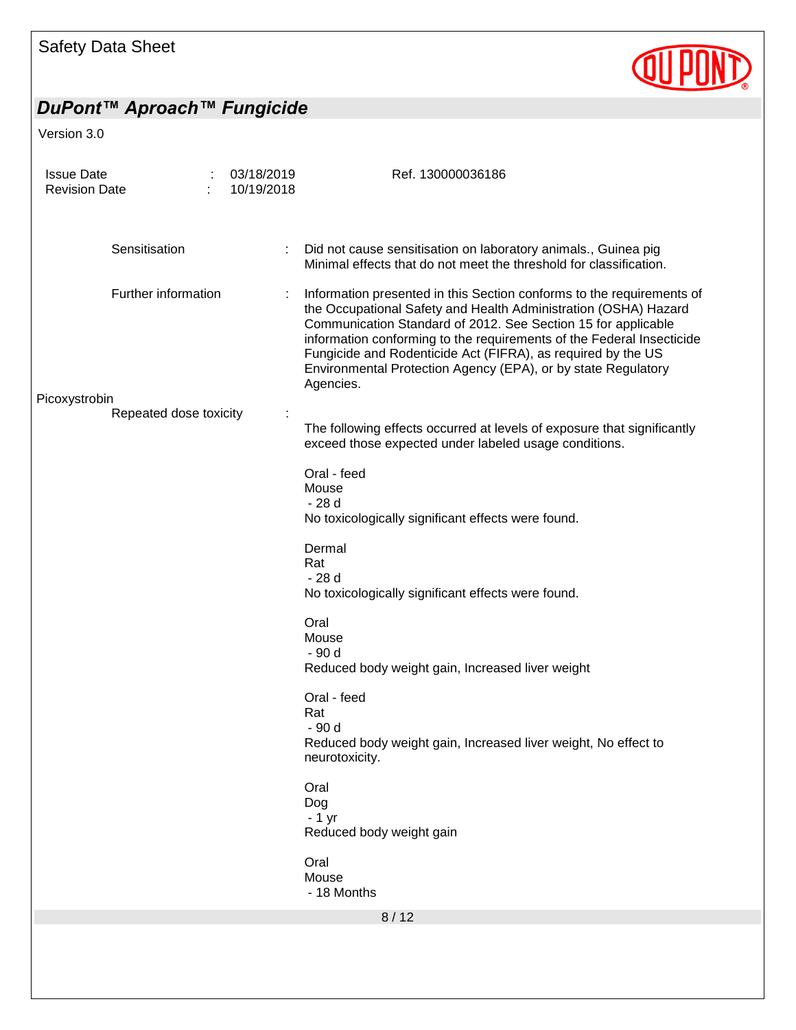Sensitisation : Did not cause sensitisation on laboratory animals., Guinea pig
Minimal effects that do not meet the threshold for classification.

Further information : Information presented in this Section conforms to the requirements of the Occupational Safety and Health Administration (OSHA) Hazard Communication Standard of 2012. See Section 15 for applicable information conforming to the requirements of the Federal Insecticide Fungicide and Rodenticide Act (FIFRA), as required by the US Environmental Protection Agency (EPA), or by state Regulatory Agencies.

Picoxystrobin

Repeated dose toxicity :

The following effects occurred at levels of exposure that significantly exceed those expected under labeled usage conditions.

Oral - feed
Mouse
- 28 d
No toxicologically significant effects were found.

Dermal
Rat
- 28 d
No toxicologically significant effects were found.

Oral
Mouse
- 90 d
Reduced body weight gain, Increased liver weight

Oral - feed
Rat
- 90 d
Reduced body weight gain, Increased liver weight, No effect to neurotoxicity.

Oral
Dog
- 1 yr
Reduced body weight gain

Oral
Mouse
- 18 Months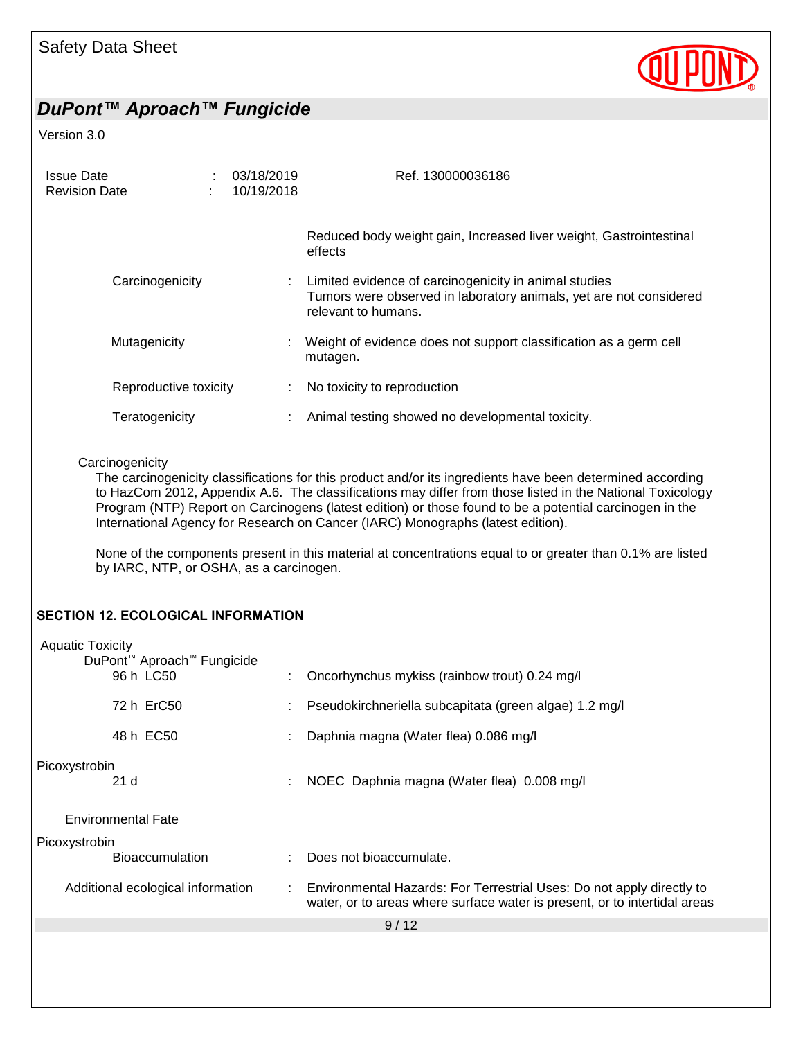Reduced body weight gain, Increased liver weight, Gastrointestinal effects

| | | |
|---|---|---|
| Carcinogenicity | : | Limited evidence of carcinogenicity in animal studies<br>Tumors were observed in laboratory animals, yet are not considered relevant to humans. |
| Mutagenicity | : | Weight of evidence does not support classification as a germ cell mutagen. |
| Reproductive toxicity | : | No toxicity to reproduction |
| Teratogenicity | : | Animal testing showed no developmental toxicity. |

Carcinogenicity

The carcinogenicity classifications for this product and/or its ingredients have been determined according to HazCom 2012, Appendix A.6. The classifications may differ from those listed in the National Toxicology Program (NTP) Report on Carcinogens (latest edition) or those found to be a potential carcinogen in the International Agency for Research on Cancer (IARC) Monographs (latest edition).

None of the components present in this material at concentrations equal to or greater than 0.1% are listed by IARC, NTP, or OSHA, as a carcinogen.

## SECTION 12. ECOLOGICAL INFORMATION

Aquatic Toxicity

DuPont™ Aproach™ Fungicide

| | | |
|---|---|---|
| 96 h LC50 | : | Oncorhynchus mykiss (rainbow trout) 0.24 mg/l |
| 72 h ErC50 | : | Pseudokirchneriella subcapitata (green algae) 1.2 mg/l |
| 48 h EC50 | : | Daphnia magna (Water flea) 0.086 mg/l |

Picoxystrobin

| | | |
|---|---|---|
| 21 d | : | NOEC Daphnia magna (Water flea) 0.008 mg/l |

Environmental Fate

Picoxystrobin

| | | |
|---|---|---|
| Bioaccumulation | : | Does not bioaccumulate. |
| Additional ecological information | : | Environmental Hazards: For Terrestrial Uses: Do not apply directly to water, or to areas where surface water is present, or to intertidal areas |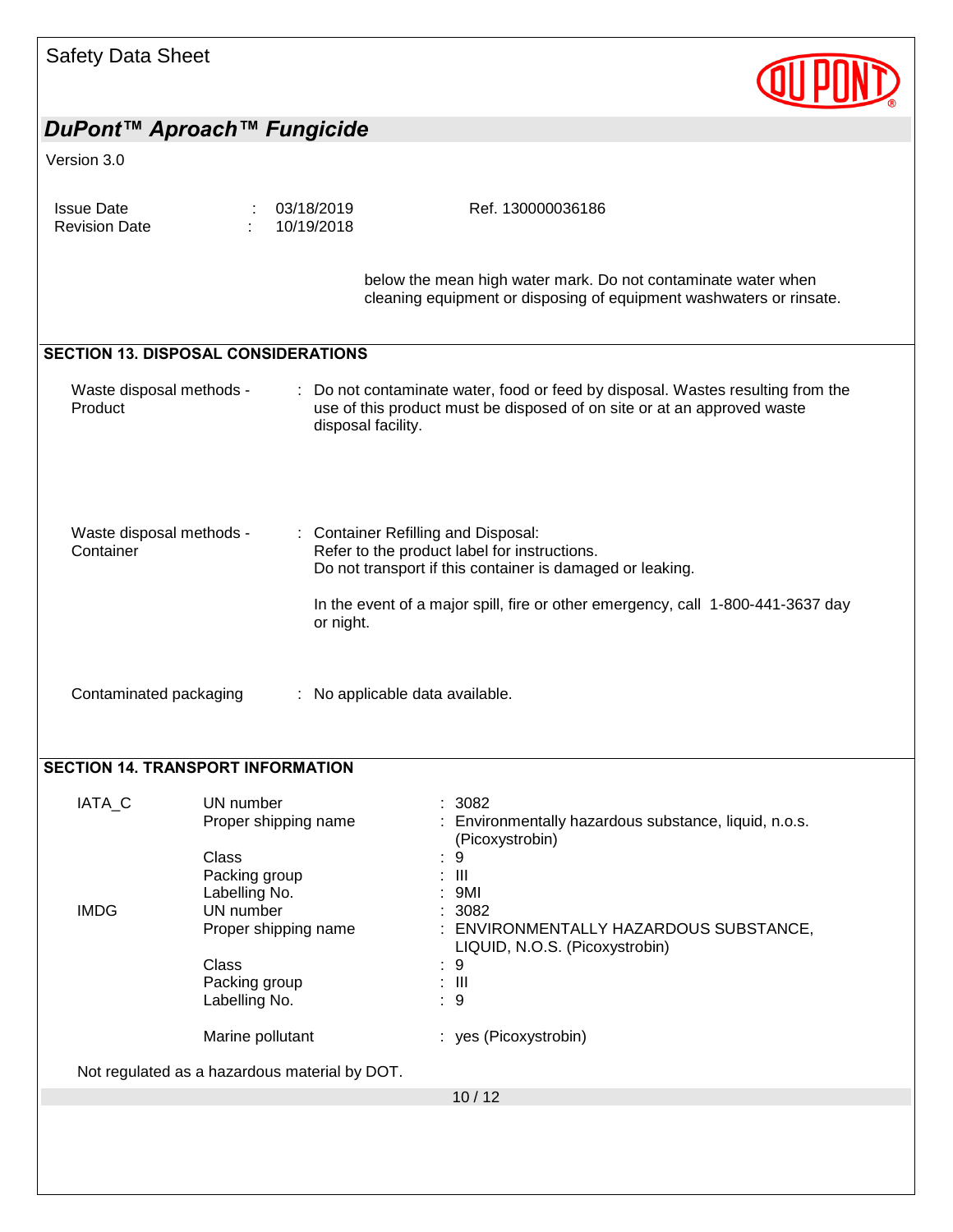below the mean high water mark. Do not contaminate water when cleaning equipment or disposing of equipment washwaters or rinsate.

## SECTION 13. DISPOSAL CONSIDERATIONS

| | |
|---|---|
| Waste disposal methods - Product | : Do not contaminate water, food or feed by disposal. Wastes resulting from the use of this product must be disposed of on site or at an approved waste disposal facility. |
| Waste disposal methods - Container | : Container Refilling and Disposal:<br>Refer to the product label for instructions.<br>Do not transport if this container is damaged or leaking.<br><br>In the event of a major spill, fire or other emergency, call 1-800-441-3637 day or night. |
| Contaminated packaging | : No applicable data available. |

## SECTION 14. TRANSPORT INFORMATION

| | | |
|---|---|---|
| IATA_C | UN number | : 3082 |
| | Proper shipping name | : Environmentally hazardous substance, liquid, n.o.s. (Picoxystrobin) |
| | Class | : 9 |
| | Packing group | : III |
| | Labelling No. | : 9MI |
| IMDG | UN number | : 3082 |
| | Proper shipping name | : ENVIRONMENTALLY HAZARDOUS SUBSTANCE, LIQUID, N.O.S. (Picoxystrobin) |
| | Class | : 9 |
| | Packing group | : III |
| | Labelling No. | : 9 |
| | Marine pollutant | : yes (Picoxystrobin) |

Not regulated as a hazardous material by DOT.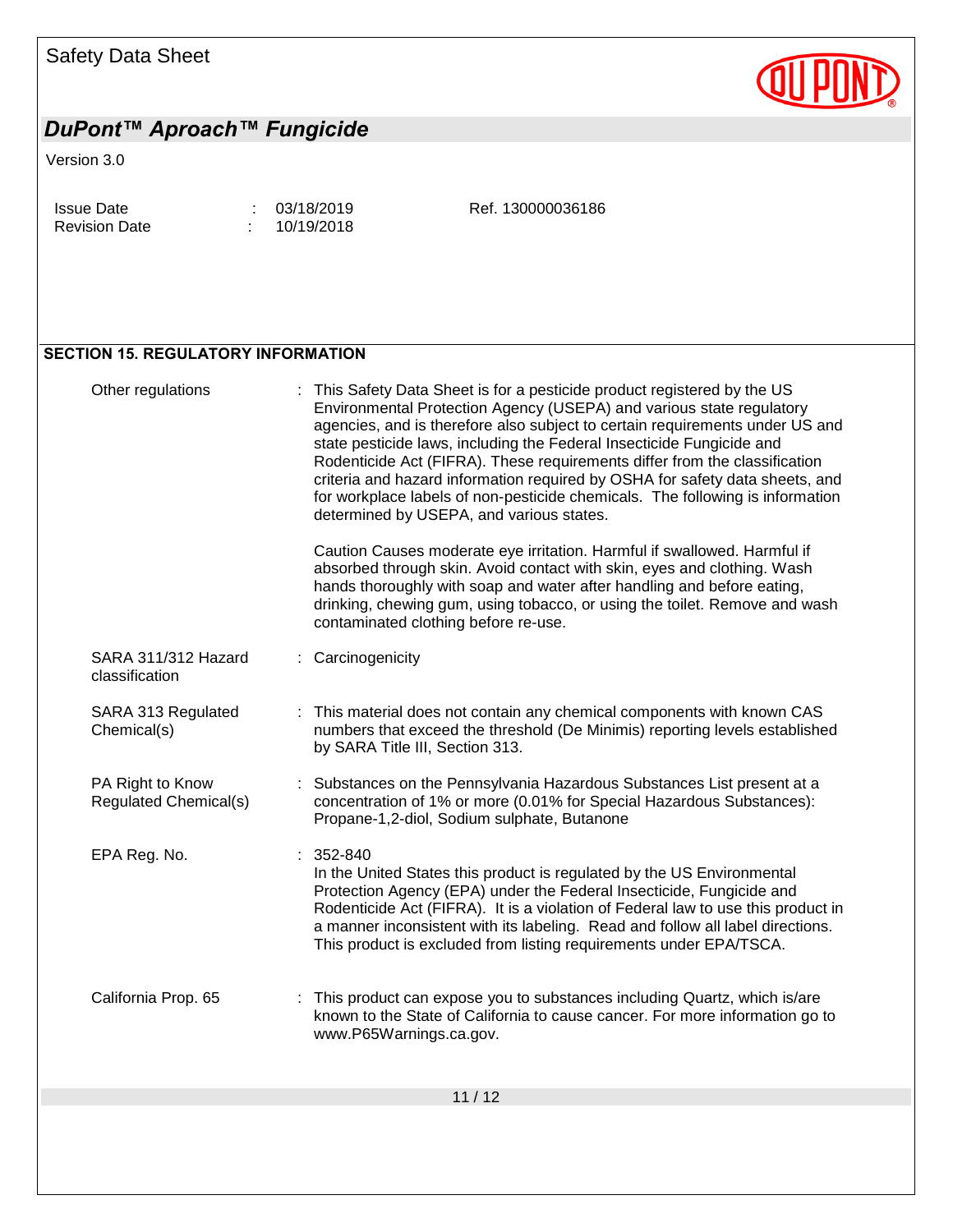## SECTION 15. REGULATORY INFORMATION

| | |
|---|---|
| Other regulations | This Safety Data Sheet is for a pesticide product registered by the US Environmental Protection Agency (USEPA) and various state regulatory agencies, and is therefore also subject to certain requirements under US and state pesticide laws, including the Federal Insecticide Fungicide and Rodenticide Act (FIFRA). These requirements differ from the classification criteria and hazard information required by OSHA for safety data sheets, and for workplace labels of non-pesticide chemicals. The following is information determined by USEPA, and various states.<br><br>Caution Causes moderate eye irritation. Harmful if swallowed. Harmful if absorbed through skin. Avoid contact with skin, eyes and clothing. Wash hands thoroughly with soap and water after handling and before eating, drinking, chewing gum, using tobacco, or using the toilet. Remove and wash contaminated clothing before re-use. |
| SARA 311/312 Hazard classification | Carcinogenicity |
| SARA 313 Regulated Chemical(s) | This material does not contain any chemical components with known CAS numbers that exceed the threshold (De Minimis) reporting levels established by SARA Title III, Section 313. |
| PA Right to Know Regulated Chemical(s) | Substances on the Pennsylvania Hazardous Substances List present at a concentration of 1% or more (0.01% for Special Hazardous Substances): Propane-1,2-diol, Sodium sulphate, Butanone |
| EPA Reg. No. | 352-840<br>In the United States this product is regulated by the US Environmental Protection Agency (EPA) under the Federal Insecticide, Fungicide and Rodenticide Act (FIFRA). It is a violation of Federal law to use this product in a manner inconsistent with its labeling. Read and follow all label directions. This product is excluded from listing requirements under EPA/TSCA. |
| California Prop. 65 | This product can expose you to substances including Quartz, which is/are known to the State of California to cause cancer. For more information go to www.P65Warnings.ca.gov. |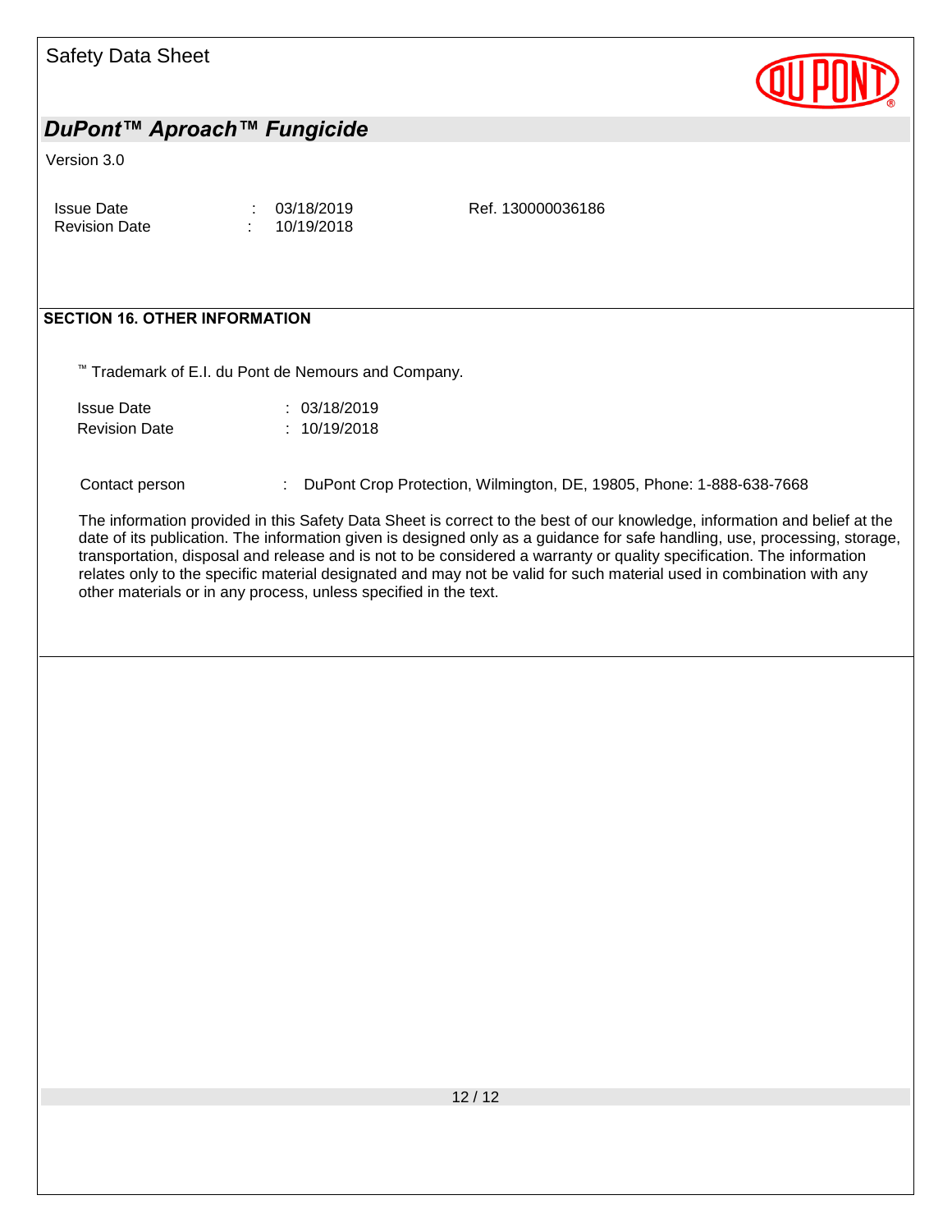## SECTION 16. OTHER INFORMATION

™ Trademark of E.I. du Pont de Nemours and Company.

| | | |
|---|---|---|
| Issue Date | : | 03/18/2019 |
| Revision Date | : | 10/19/2018 |

Contact person : DuPont Crop Protection, Wilmington, DE, 19805, Phone: 1-888-638-7668

The information provided in this Safety Data Sheet is correct to the best of our knowledge, information and belief at the date of its publication. The information given is designed only as a guidance for safe handling, use, processing, storage, transportation, disposal and release and is not to be considered a warranty or quality specification. The information relates only to the specific material designated and may not be valid for such material used in combination with any other materials or in any process, unless specified in the text.